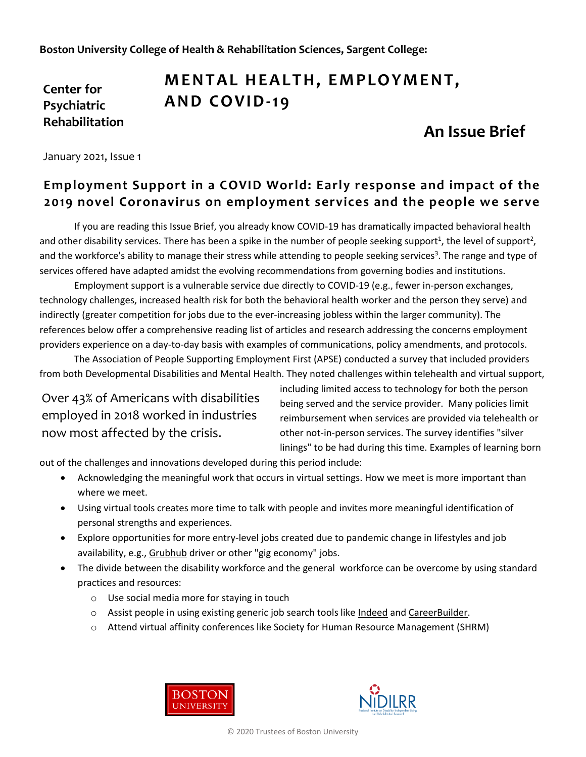**Boston University College of Health & Rehabilitation Sciences, Sargent College:**

**Center for Psychiatric Rehabilitation**

# MENTAL HEALTH, EMPLOYMENT, AND COVID-19

## An Issue Brief

January 2021, Issue 1

## Employment Support in a COVID World: Early response and impact of the 2019 novel Coronavirus on employment services and the people we serve

If you are reading this Issue Brief, you already know COVID-19 has dramatically impacted behavioral health and other disability services. There has been a spike in the number of people seeking support[1], the level of support[2], and the workforce's ability to manage their stress while attending to people seeking services[3]. The range and type of services offered have adapted amidst the evolving recommendations from governing bodies and institutions.

Employment support is a vulnerable service due directly to COVID-19 (e.g., fewer in-person exchanges, technology challenges, increased health risk for both the behavioral health worker and the person they serve) and indirectly (greater competition for jobs due to the ever-increasing jobless within the larger community). The references below offer a comprehensive reading list of articles and research addressing the concerns employment providers experience on a day-to-day basis with examples of communications, policy amendments, and protocols.

The Association of People Supporting Employment First (APSE) conducted a survey that included providers from both Developmental Disabilities and Mental Health. They noted challenges within telehealth and virtual support, including limited access to technology for both the person being served and the service provider. Many policies limit reimbursement when services are provided via telehealth or other not-in-person services. The survey identifies "silver linings" to be had during this time. Examples of learning born out of the challenges and innovations developed during this period include:

> Over 43% of Americans with disabilities employed in 2018 worked in industries now most affected by the crisis.

- Acknowledging the meaningful work that occurs in virtual settings. How we meet is more important than where we meet.
- Using virtual tools creates more time to talk with people and invites more meaningful identification of personal strengths and experiences.
- Explore opportunities for more entry-level jobs created due to pandemic change in lifestyles and job availability, e.g., Grubhub driver or other "gig economy" jobs.
- The divide between the disability workforce and the general workforce can be overcome by using standard practices and resources:
  - Use social media more for staying in touch
  - Assist people in using existing generic job search tools like Indeed and CareerBuilder.
  - Attend virtual affinity conferences like Society for Human Resource Management (SHRM)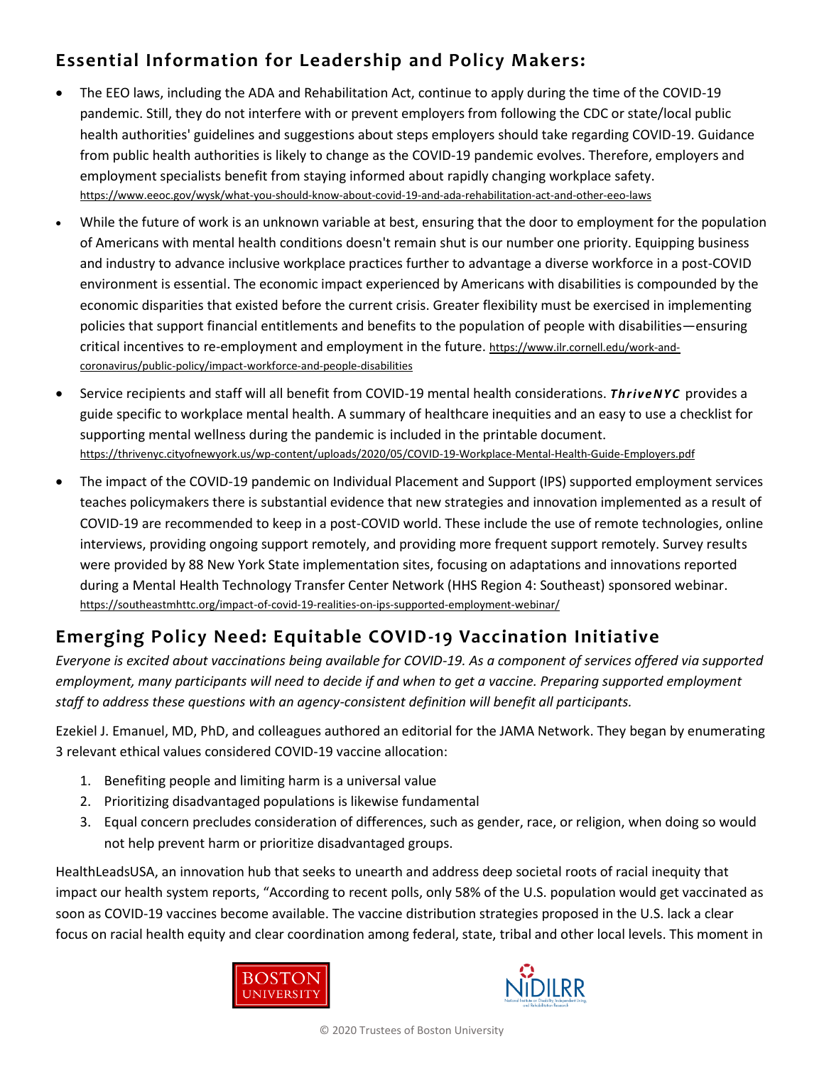## Essential Information for Leadership and Policy Makers:

- The EEO laws, including the ADA and Rehabilitation Act, continue to apply during the time of the COVID-19 pandemic. Still, they do not interfere with or prevent employers from following the CDC or state/local public health authorities' guidelines and suggestions about steps employers should take regarding COVID-19. Guidance from public health authorities is likely to change as the COVID-19 pandemic evolves. Therefore, employers and employment specialists benefit from staying informed about rapidly changing workplace safety. https://www.eeoc.gov/wysk/what-you-should-know-about-covid-19-and-ada-rehabilitation-act-and-other-eeo-laws
- While the future of work is an unknown variable at best, ensuring that the door to employment for the population of Americans with mental health conditions doesn't remain shut is our number one priority. Equipping business and industry to advance inclusive workplace practices further to advantage a diverse workforce in a post-COVID environment is essential. The economic impact experienced by Americans with disabilities is compounded by the economic disparities that existed before the current crisis. Greater flexibility must be exercised in implementing policies that support financial entitlements and benefits to the population of people with disabilities—ensuring critical incentives to re-employment and employment in the future. https://www.ilr.cornell.edu/work-and-coronavirus/public-policy/impact-workforce-and-people-disabilities
- Service recipients and staff will all benefit from COVID-19 mental health considerations. ***ThriveNYC*** provides a guide specific to workplace mental health. A summary of healthcare inequities and an easy to use a checklist for supporting mental wellness during the pandemic is included in the printable document. https://thrivenyc.cityofnewyork.us/wp-content/uploads/2020/05/COVID-19-Workplace-Mental-Health-Guide-Employers.pdf
- The impact of the COVID-19 pandemic on Individual Placement and Support (IPS) supported employment services teaches policymakers there is substantial evidence that new strategies and innovation implemented as a result of COVID-19 are recommended to keep in a post-COVID world. These include the use of remote technologies, online interviews, providing ongoing support remotely, and providing more frequent support remotely. Survey results were provided by 88 New York State implementation sites, focusing on adaptations and innovations reported during a Mental Health Technology Transfer Center Network (HHS Region 4: Southeast) sponsored webinar. https://southeastmhttc.org/impact-of-covid-19-realities-on-ips-supported-employment-webinar/

## Emerging Policy Need: Equitable COVID-19 Vaccination Initiative

*Everyone is excited about vaccinations being available for COVID-19. As a component of services offered via supported employment, many participants will need to decide if and when to get a vaccine. Preparing supported employment staff to address these questions with an agency-consistent definition will benefit all participants.*

Ezekiel J. Emanuel, MD, PhD, and colleagues authored an editorial for the JAMA Network. They began by enumerating 3 relevant ethical values considered COVID-19 vaccine allocation:

1. Benefiting people and limiting harm is a universal value
2. Prioritizing disadvantaged populations is likewise fundamental
3. Equal concern precludes consideration of differences, such as gender, race, or religion, when doing so would not help prevent harm or prioritize disadvantaged groups.

HealthLeadsUSA, an innovation hub that seeks to unearth and address deep societal roots of racial inequity that impact our health system reports, "According to recent polls, only 58% of the U.S. population would get vaccinated as soon as COVID-19 vaccines become available. The vaccine distribution strategies proposed in the U.S. lack a clear focus on racial health equity and clear coordination among federal, state, tribal and other local levels. This moment in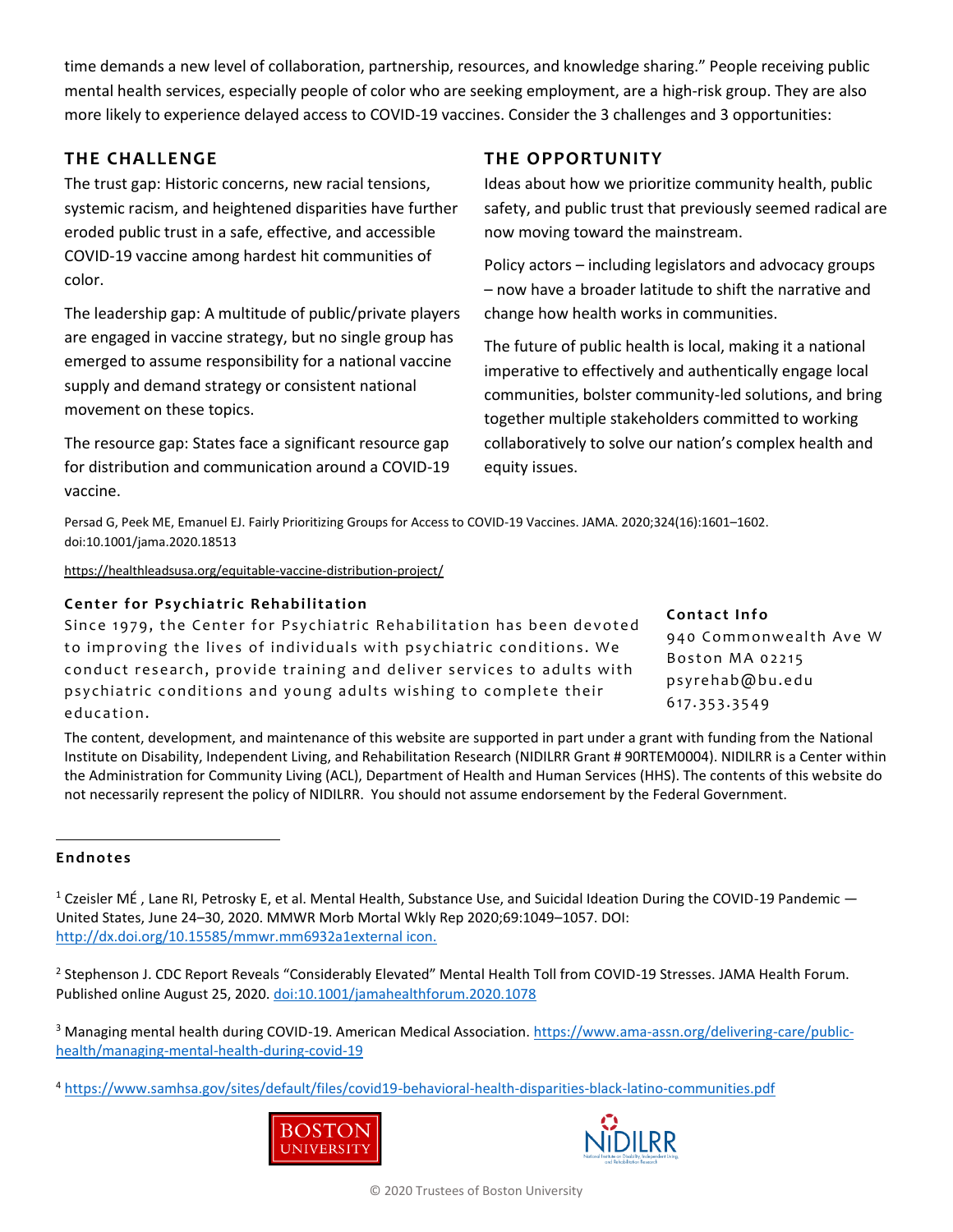time demands a new level of collaboration, partnership, resources, and knowledge sharing." People receiving public mental health services, especially people of color who are seeking employment, are a high-risk group. They are also more likely to experience delayed access to COVID-19 vaccines. Consider the 3 challenges and 3 opportunities:

## THE CHALLENGE

The trust gap: Historic concerns, new racial tensions, systemic racism, and heightened disparities have further eroded public trust in a safe, effective, and accessible COVID-19 vaccine among hardest hit communities of color.

The leadership gap: A multitude of public/private players are engaged in vaccine strategy, but no single group has emerged to assume responsibility for a national vaccine supply and demand strategy or consistent national movement on these topics.

The resource gap: States face a significant resource gap for distribution and communication around a COVID-19 vaccine.

## THE OPPORTUNITY

Ideas about how we prioritize community health, public safety, and public trust that previously seemed radical are now moving toward the mainstream.

Policy actors – including legislators and advocacy groups – now have a broader latitude to shift the narrative and change how health works in communities.

The future of public health is local, making it a national imperative to effectively and authentically engage local communities, bolster community-led solutions, and bring together multiple stakeholders committed to working collaboratively to solve our nation's complex health and equity issues.

Persad G, Peek ME, Emanuel EJ. Fairly Prioritizing Groups for Access to COVID-19 Vaccines. JAMA. 2020;324(16):1601–1602. doi:10.1001/jama.2020.18513

https://healthleadsusa.org/equitable-vaccine-distribution-project/

**Center for Psychiatric Rehabilitation**

Since 1979, the Center for Psychiatric Rehabilitation has been devoted to improving the lives of individuals with psychiatric conditions. We conduct research, provide training and deliver services to adults with psychiatric conditions and young adults wishing to complete their education.

**Contact Info**

940 Commonwealth Ave W
Boston MA 02215
psyrehab@bu.edu
617.353.3549

The content, development, and maintenance of this website are supported in part under a grant with funding from the National Institute on Disability, Independent Living, and Rehabilitation Research (NIDILRR Grant # 90RTEM0004). NIDILRR is a Center within the Administration for Community Living (ACL), Department of Health and Human Services (HHS). The contents of this website do not necessarily represent the policy of NIDILRR. You should not assume endorsement by the Federal Government.

**Endnotes**

[1] Czeisler MÉ , Lane RI, Petrosky E, et al. Mental Health, Substance Use, and Suicidal Ideation During the COVID-19 Pandemic — United States, June 24–30, 2020. MMWR Morb Mortal Wkly Rep 2020;69:1049–1057. DOI: http://dx.doi.org/10.15585/mmwr.mm6932a1external icon.

[2] Stephenson J. CDC Report Reveals "Considerably Elevated" Mental Health Toll from COVID-19 Stresses. JAMA Health Forum. Published online August 25, 2020. doi:10.1001/jamahealthforum.2020.1078

[3] Managing mental health during COVID-19. American Medical Association. https://www.ama-assn.org/delivering-care/public-health/managing-mental-health-during-covid-19

[4] https://www.samhsa.gov/sites/default/files/covid19-behavioral-health-disparities-black-latino-communities.pdf

BOSTON UNIVERSITY

NIDILRR

© 2020 Trustees of Boston University